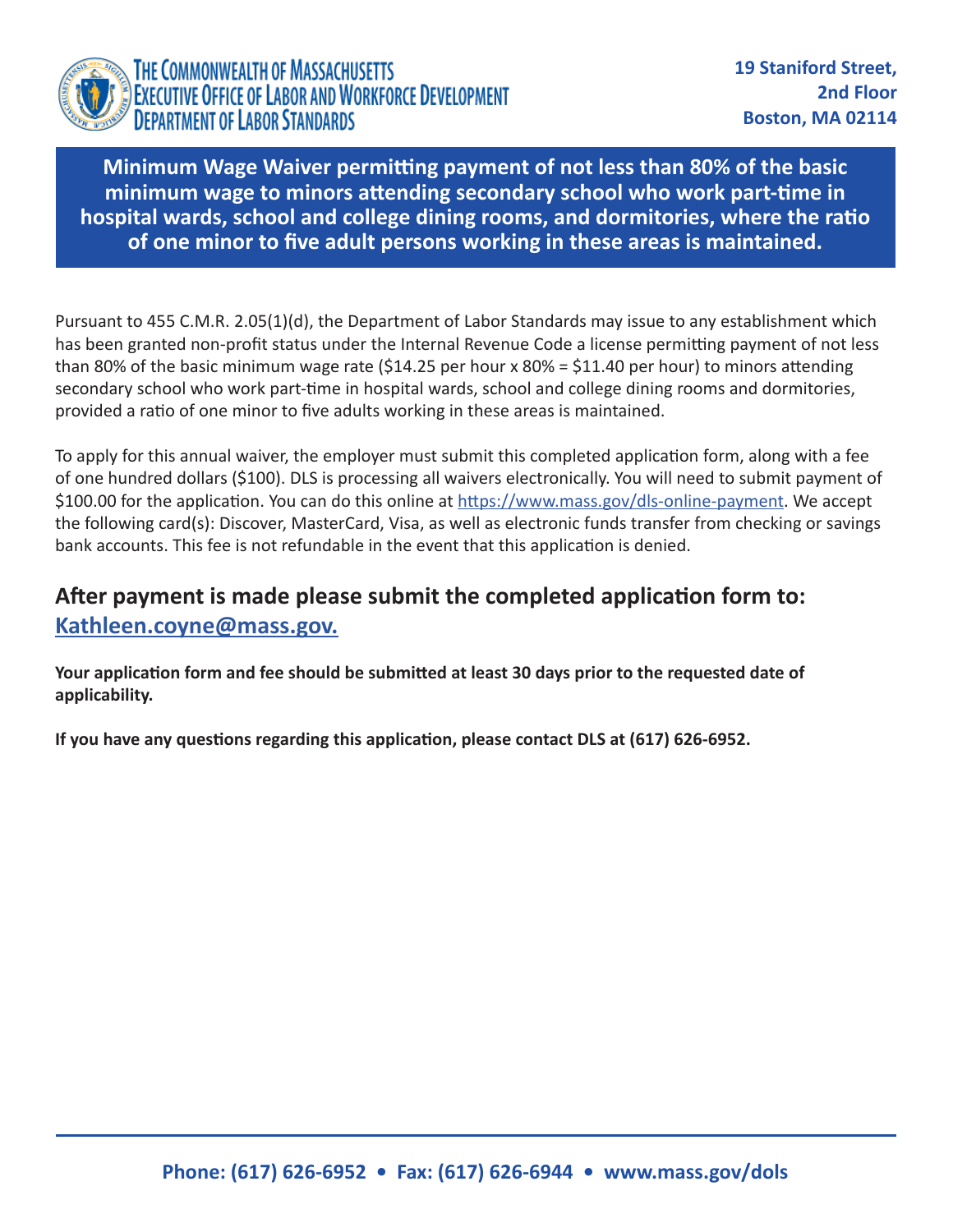The Commonwealth of Massachusetts
Executive Office of Labor and Workforce Development
Department of Labor Standards

**19 Staniford Street,**
**2nd Floor**
**Boston, MA 02114**

# Minimum Wage Waiver permitting payment of not less than 80% of the basic minimum wage to minors attending secondary school who work part-time in hospital wards, school and college dining rooms, and dormitories, where the ratio of one minor to five adult persons working in these areas is maintained.

Pursuant to 455 C.M.R. 2.05(1)(d), the Department of Labor Standards may issue to any establishment which has been granted non-profit status under the Internal Revenue Code a license permitting payment of not less than 80% of the basic minimum wage rate ($14.25 per hour x 80% = $11.40 per hour) to minors attending secondary school who work part-time in hospital wards, school and college dining rooms and dormitories, provided a ratio of one minor to five adults working in these areas is maintained.

To apply for this annual waiver, the employer must submit this completed application form, along with a fee of one hundred dollars ($100). DLS is processing all waivers electronically. You will need to submit payment of $100.00 for the application. You can do this online at https://www.mass.gov/dls-online-payment. We accept the following card(s): Discover, MasterCard, Visa, as well as electronic funds transfer from checking or savings bank accounts. This fee is not refundable in the event that this application is denied.

## After payment is made please submit the completed application form to: Kathleen.coyne@mass.gov.

**Your application form and fee should be submitted at least 30 days prior to the requested date of applicability.**

**If you have any questions regarding this application, please contact DLS at (617) 626-6952.**

**Phone: (617) 626-6952 • Fax: (617) 626-6944 • www.mass.gov/dols**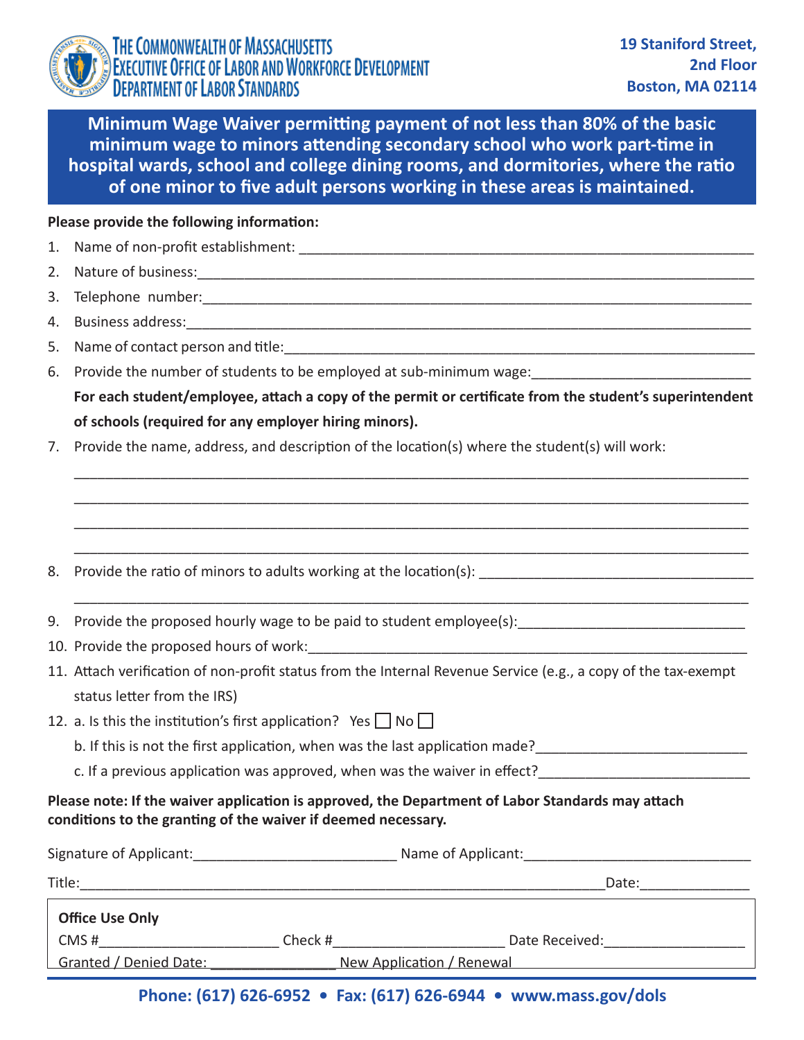The Commonwealth of Massachusetts
Executive Office of Labor and Workforce Development
Department of Labor Standards

19 Staniford Street,
2nd Floor
Boston, MA 02114

## Minimum Wage Waiver permitting payment of not less than 80% of the basic minimum wage to minors attending secondary school who work part-time in hospital wards, school and college dining rooms, and dormitories, where the ratio of one minor to five adult persons working in these areas is maintained.

**Please provide the following information:**

1. Name of non-profit establishment: ___________________________________________________________
2. Nature of business: ___________________________________________________________
3. Telephone number: ___________________________________________________________
4. Business address: ___________________________________________________________
5. Name of contact person and title: ___________________________________________________________
6. Provide the number of students to be employed at sub-minimum wage: ___________________________

   **For each student/employee, attach a copy of the permit or certificate from the student's superintendent of schools (required for any employer hiring minors).**
7. Provide the name, address, and description of the location(s) where the student(s) will work:

   ___________________________________________________________

   ___________________________________________________________

   ___________________________________________________________

   ___________________________________________________________
8. Provide the ratio of minors to adults working at the location(s): ___________________________________

   ___________________________________________________________
9. Provide the proposed hourly wage to be paid to student employee(s): ___________________________
10. Provide the proposed hours of work: ___________________________________________________________
11. Attach verification of non-profit status from the Internal Revenue Service (e.g., a copy of the tax-exempt status letter from the IRS)
12. a. Is this the institution's first application? Yes ☐ No ☐

    b. If this is not the first application, when was the last application made? ___________________________

    c. If a previous application was approved, when was the waiver in effect? ___________________________

**Please note: If the waiver application is approved, the Department of Labor Standards may attach conditions to the granting of the waiver if deemed necessary.**

Signature of Applicant: ___________________________ Name of Applicant: ___________________________

Title: ___________________________________________________________ Date: ______________

**Office Use Only**

CMS # ______________________ Check # ______________________ Date Received: __________________

Granted / Denied Date: ________________ New Application / Renewal

**Phone: (617) 626-6952 • Fax: (617) 626-6944 • www.mass.gov/dols**